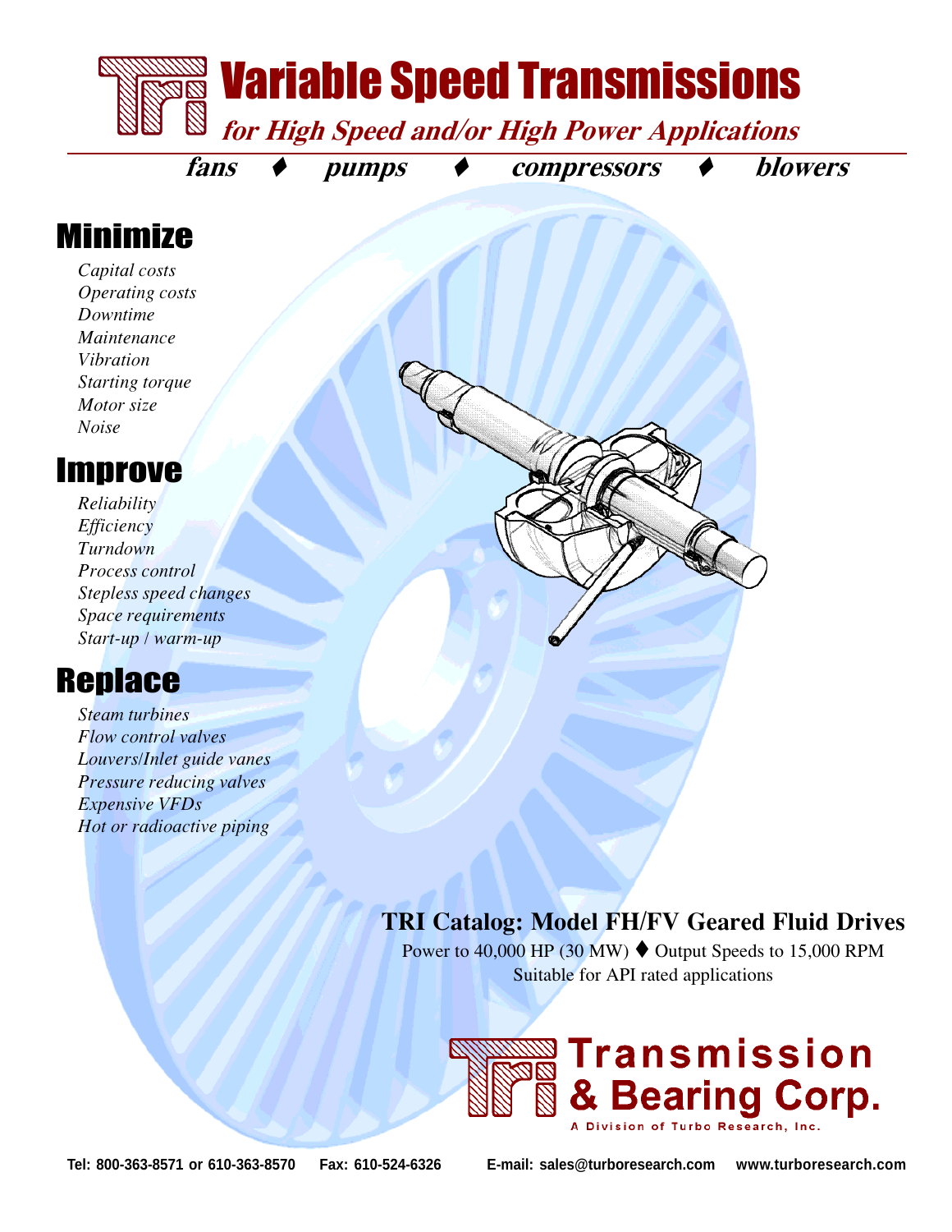# Variable Speed Transmissions

***for High Speed and/or High Power Applications***

***fans ♦ pumps ♦ compressors ♦ blowers***

## Minimize

*Capital costs*
*Operating costs*
*Downtime*
*Maintenance*
*Vibration*
*Starting torque*
*Motor size*
*Noise*

## Improve

*Reliability*
*Efficiency*
*Turndown*
*Process control*
*Stepless speed changes*
*Space requirements*
*Start-up / warm-up*

## Replace

*Steam turbines*
*Flow control valves*
*Louvers/Inlet guide vanes*
*Pressure reducing valves*
*Expensive VFDs*
*Hot or radioactive piping*

**TRI Catalog: Model FH/FV Geared Fluid Drives**

Power to 40,000 HP (30 MW) ♦ Output Speeds to 15,000 RPM

Suitable for API rated applications

**Transmission & Bearing Corp.**

A Division of Turbo Research, Inc.

Tel: 800-363-8571 or 610-363-8570 Fax: 610-524-6326 E-mail: sales@turboresearch.com www.turboresearch.com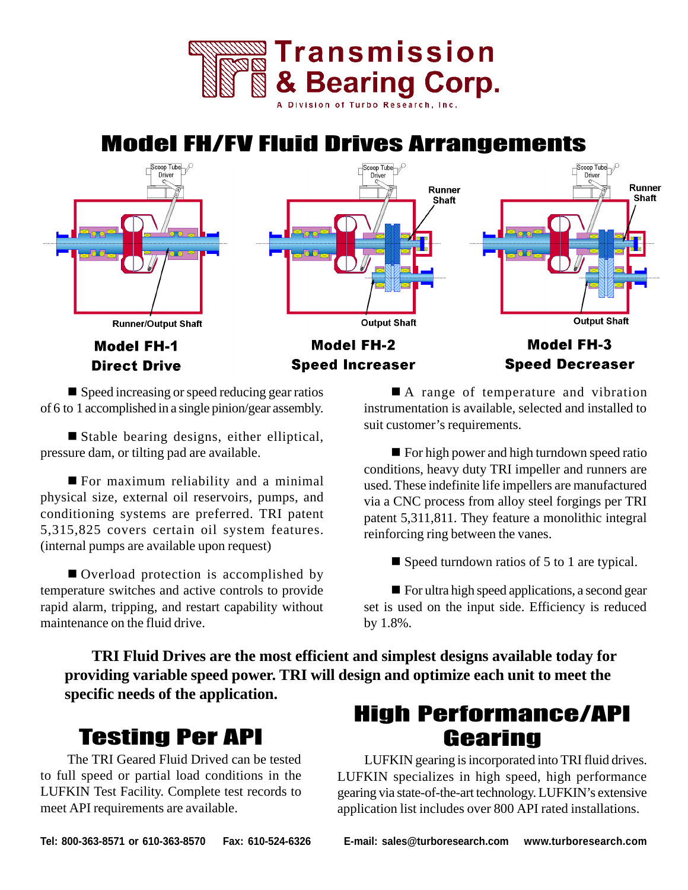# Transmission & Bearing Corp.

A Division of Turbo Research, Inc.

## Model FH/FV Fluid Drives Arrangements

Scoop Tube Driver

Runner/Output Shaft

**Model FH-1**
**Direct Drive**

Runner Shaft

Output Shaft

**Model FH-2**
**Speed Increaser**

Runner Shaft

Output Shaft

**Model FH-3**
**Speed Decreaser**

■ Speed increasing or speed reducing gear ratios of 6 to 1 accomplished in a single pinion/gear assembly.

■ Stable bearing designs, either elliptical, pressure dam, or tilting pad are available.

■ For maximum reliability and a minimal physical size, external oil reservoirs, pumps, and conditioning systems are preferred. TRI patent 5,315,825 covers certain oil system features. (internal pumps are available upon request)

■ Overload protection is accomplished by temperature switches and active controls to provide rapid alarm, tripping, and restart capability without maintenance on the fluid drive.

■ A range of temperature and vibration instrumentation is available, selected and installed to suit customer's requirements.

■ For high power and high turndown speed ratio conditions, heavy duty TRI impeller and runners are used. These indefinite life impellers are manufactured via a CNC process from alloy steel forgings per TRI patent 5,311,811. They feature a monolithic integral reinforcing ring between the vanes.

■ Speed turndown ratios of 5 to 1 are typical.

■ For ultra high speed applications, a second gear set is used on the input side. Efficiency is reduced by 1.8%.

**TRI Fluid Drives are the most efficient and simplest designs available today for providing variable speed power. TRI will design and optimize each unit to meet the specific needs of the application.**

## Testing Per API

The TRI Geared Fluid Drived can be tested to full speed or partial load conditions in the LUFKIN Test Facility. Complete test records to meet API requirements are available.

## High Performance/API Gearing

LUFKIN gearing is incorporated into TRI fluid drives. LUFKIN specializes in high speed, high performance gearing via state-of-the-art technology. LUFKIN's extensive application list includes over 800 API rated installations.

**Tel: 800-363-8571 or 610-363-8570 Fax: 610-524-6326 E-mail: sales@turboresearch.com www.turboresearch.com**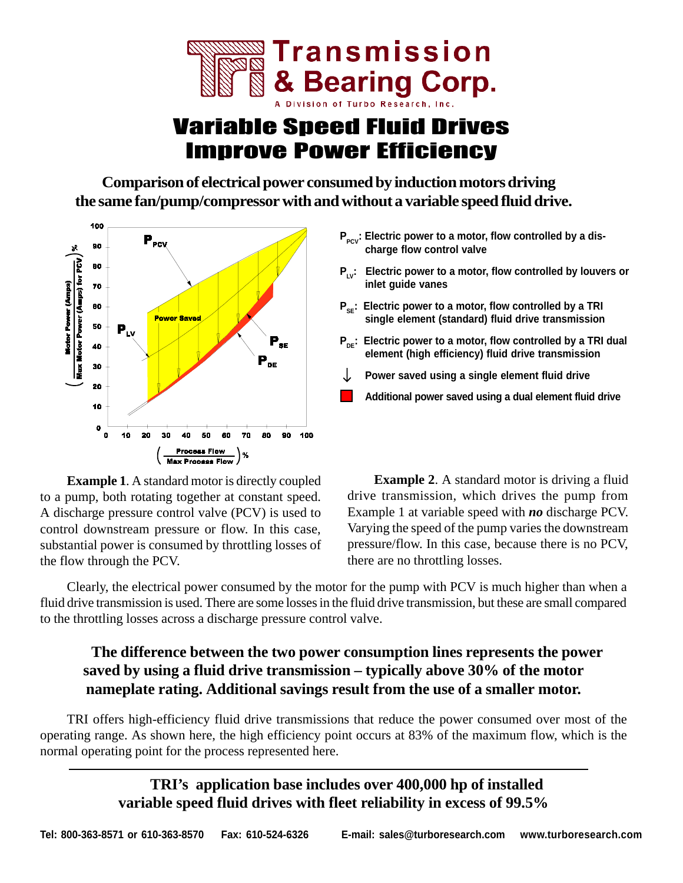# Transmission & Bearing Corp.

A Division of Turbo Research, Inc.

# Variable Speed Fluid Drives Improve Power Efficiency

**Comparison of electrical power consumed by induction motors driving the same fan/pump/compressor with and without a variable speed fluid drive.**

- $P_{PCV}$: Electric power to a motor, flow controlled by a discharge flow control valve
- $P_{LV}$: Electric power to a motor, flow controlled by louvers or inlet guide vanes
- $P_{SE}$: Electric power to a motor, flow controlled by a TRI single element (standard) fluid drive transmission
- $P_{DE}$: Electric power to a motor, flow controlled by a TRI dual element (high efficiency) fluid drive transmission
- ↓ Power saved using a single element fluid drive
- ■ Additional power saved using a dual element fluid drive

**Example 1**. A standard motor is directly coupled to a pump, both rotating together at constant speed. A discharge pressure control valve (PCV) is used to control downstream pressure or flow. In this case, substantial power is consumed by throttling losses of the flow through the PCV.

**Example 2**. A standard motor is driving a fluid drive transmission, which drives the pump from Example 1 at variable speed with ***no*** discharge PCV. Varying the speed of the pump varies the downstream pressure/flow. In this case, because there is no PCV, there are no throttling losses.

Clearly, the electrical power consumed by the motor for the pump with PCV is much higher than when a fluid drive transmission is used. There are some losses in the fluid drive transmission, but these are small compared to the throttling losses across a discharge pressure control valve.

**The difference between the two power consumption lines represents the power saved by using a fluid drive transmission – typically above 30% of the motor nameplate rating. Additional savings result from the use of a smaller motor.**

TRI offers high-efficiency fluid drive transmissions that reduce the power consumed over most of the operating range. As shown here, the high efficiency point occurs at 83% of the maximum flow, which is the normal operating point for the process represented here.

---

**TRI's application base includes over 400,000 hp of installed variable speed fluid drives with fleet reliability in excess of 99.5%**

Tel: 800-363-8571 or 610-363-8570 Fax: 610-524-6326 E-mail: sales@turboresearch.com www.turboresearch.com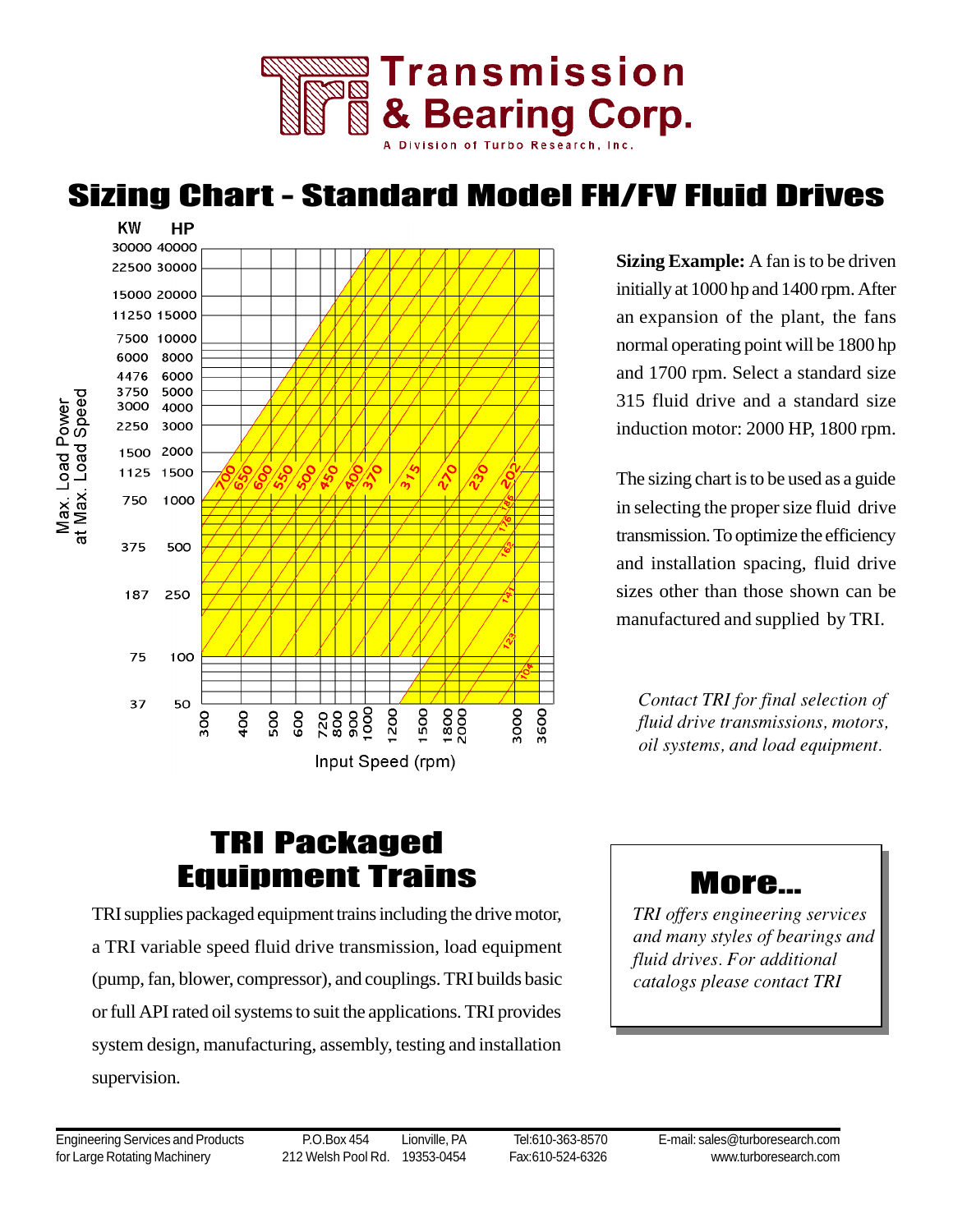# Transmission & Bearing Corp.

A Division of Turbo Research, Inc.

## Sizing Chart - Standard Model FH/FV Fluid Drives

KW HP

30000 40000
22500 30000
15000 20000
11250 15000
7500 10000
6000 8000
4476 6000
3750 5000
3000 4000
2250 3000
1500 2000
1125 1500
750 1000
375 500
187 250
75 100
37 50

Max. Load Power at Max. Load Speed

700 650 600 550 500 450 400 370 315 270 230 202 186 176 162 141 123 104

300 400 500 600 720 800 900 1000 1200 1500 1800 2000 3000 3600

Input Speed (rpm)

**Sizing Example:** A fan is to be driven initially at 1000 hp and 1400 rpm. After an expansion of the plant, the fans normal operating point will be 1800 hp and 1700 rpm. Select a standard size 315 fluid drive and a standard size induction motor: 2000 HP, 1800 rpm.

The sizing chart is to be used as a guide in selecting the proper size fluid drive transmission. To optimize the efficiency and installation spacing, fluid drive sizes other than those shown can be manufactured and supplied by TRI.

*Contact TRI for final selection of fluid drive transmissions, motors, oil systems, and load equipment.*

## TRI Packaged Equipment Trains

TRI supplies packaged equipment trains including the drive motor, a TRI variable speed fluid drive transmission, load equipment (pump, fan, blower, compressor), and couplings. TRI builds basic or full API rated oil systems to suit the applications. TRI provides system design, manufacturing, assembly, testing and installation supervision.

## More...

*TRI offers engineering services and many styles of bearings and fluid drives. For additional catalogs please contact TRI*

Engineering Services and Products for Large Rotating Machinery | P.O.Box 454, 212 Welsh Pool Rd. | Lionville, PA 19353-0454 | Tel:610-363-8570 Fax:610-524-6326 | E-mail: sales@turboresearch.com www.turboresearch.com